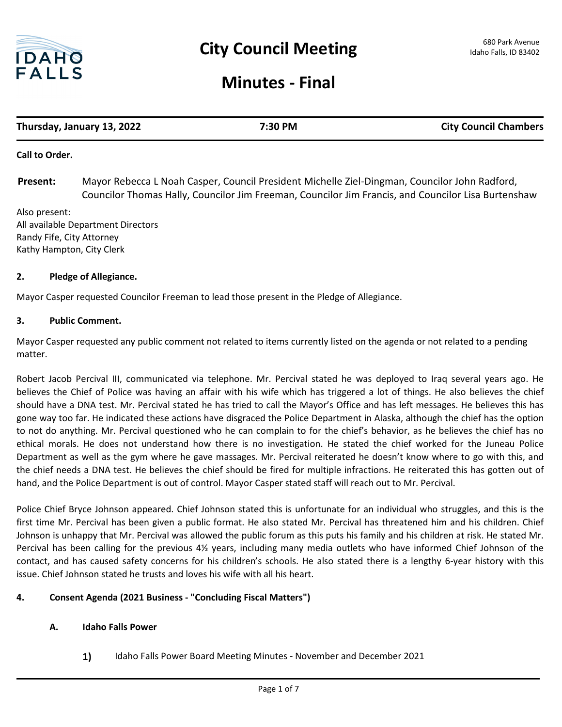# City Council Meeting

680 Park Avenue
Idaho Falls, ID 83402

## Minutes - Final

| Thursday, January 13, 2022 | 7:30 PM | City Council Chambers |
|---|---|---|

**Call to Order.**

**Present:** Mayor Rebecca L Noah Casper, Council President Michelle Ziel-Dingman, Councilor John Radford, Councilor Thomas Hally, Councilor Jim Freeman, Councilor Jim Francis, and Councilor Lisa Burtenshaw

Also present:
All available Department Directors
Randy Fife, City Attorney
Kathy Hampton, City Clerk

### 2. Pledge of Allegiance.

Mayor Casper requested Councilor Freeman to lead those present in the Pledge of Allegiance.

### 3. Public Comment.

Mayor Casper requested any public comment not related to items currently listed on the agenda or not related to a pending matter.

Robert Jacob Percival III, communicated via telephone. Mr. Percival stated he was deployed to Iraq several years ago. He believes the Chief of Police was having an affair with his wife which has triggered a lot of things. He also believes the chief should have a DNA test. Mr. Percival stated he has tried to call the Mayor's Office and has left messages. He believes this has gone way too far. He indicated these actions have disgraced the Police Department in Alaska, although the chief has the option to not do anything. Mr. Percival questioned who he can complain to for the chief's behavior, as he believes the chief has no ethical morals. He does not understand how there is no investigation. He stated the chief worked for the Juneau Police Department as well as the gym where he gave massages. Mr. Percival reiterated he doesn't know where to go with this, and the chief needs a DNA test. He believes the chief should be fired for multiple infractions. He reiterated this has gotten out of hand, and the Police Department is out of control. Mayor Casper stated staff will reach out to Mr. Percival.

Police Chief Bryce Johnson appeared. Chief Johnson stated this is unfortunate for an individual who struggles, and this is the first time Mr. Percival has been given a public format. He also stated Mr. Percival has threatened him and his children. Chief Johnson is unhappy that Mr. Percival was allowed the public forum as this puts his family and his children at risk. He stated Mr. Percival has been calling for the previous 4½ years, including many media outlets who have informed Chief Johnson of the contact, and has caused safety concerns for his children's schools. He also stated there is a lengthy 6-year history with this issue. Chief Johnson stated he trusts and loves his wife with all his heart.

### 4. Consent Agenda (2021 Business - "Concluding Fiscal Matters")

#### A. Idaho Falls Power

1) Idaho Falls Power Board Meeting Minutes - November and December 2021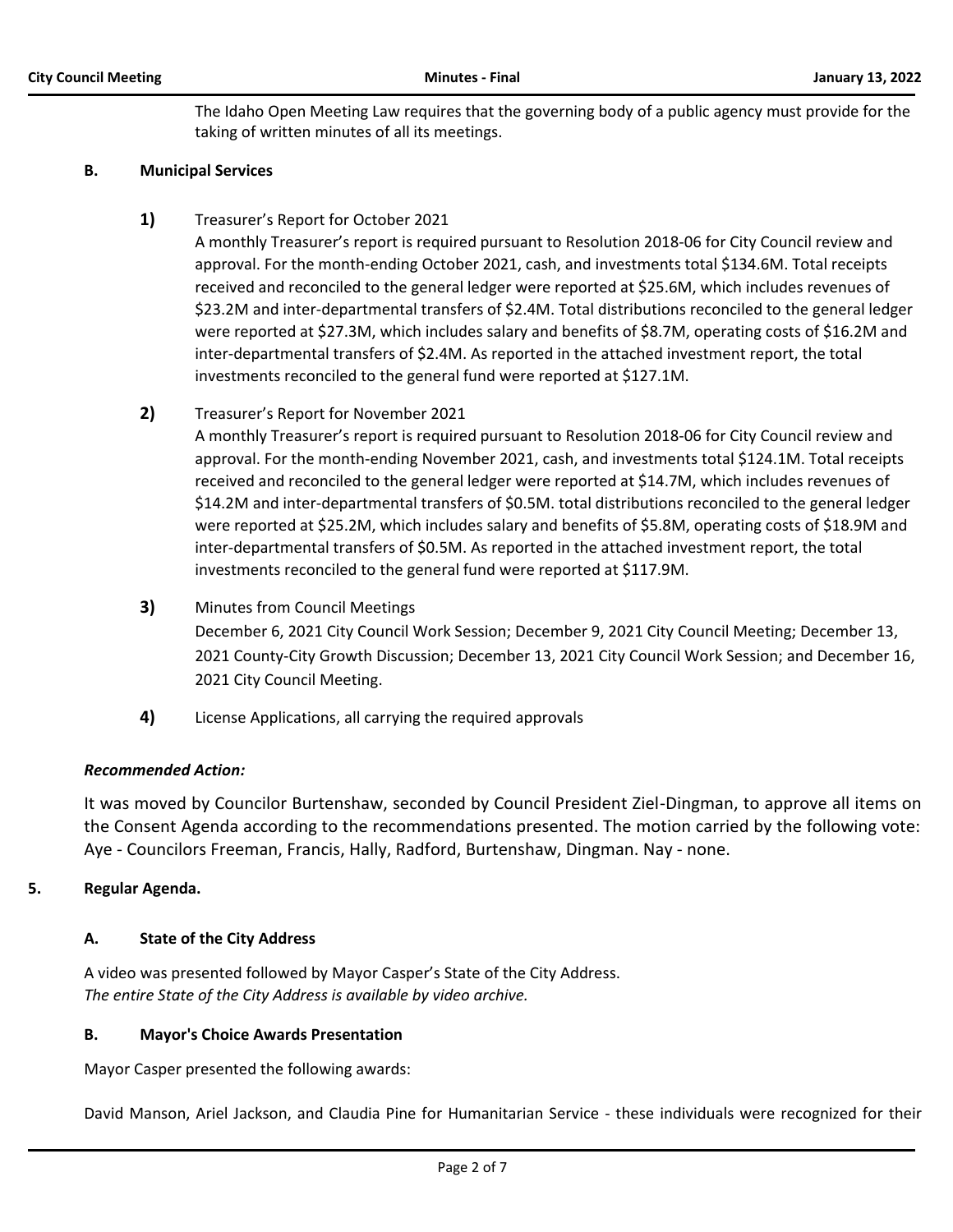The Idaho Open Meeting Law requires that the governing body of a public agency must provide for the taking of written minutes of all its meetings.

### B. Municipal Services

**1)** Treasurer's Report for October 2021

A monthly Treasurer's report is required pursuant to Resolution 2018-06 for City Council review and approval. For the month-ending October 2021, cash, and investments total $134.6M. Total receipts received and reconciled to the general ledger were reported at $25.6M, which includes revenues of $23.2M and inter-departmental transfers of $2.4M. Total distributions reconciled to the general ledger were reported at $27.3M, which includes salary and benefits of $8.7M, operating costs of $16.2M and inter-departmental transfers of $2.4M. As reported in the attached investment report, the total investments reconciled to the general fund were reported at $127.1M.

**2)** Treasurer's Report for November 2021

A monthly Treasurer's report is required pursuant to Resolution 2018-06 for City Council review and approval. For the month-ending November 2021, cash, and investments total $124.1M. Total receipts received and reconciled to the general ledger were reported at $14.7M, which includes revenues of $14.2M and inter-departmental transfers of $0.5M. total distributions reconciled to the general ledger were reported at $25.2M, which includes salary and benefits of $5.8M, operating costs of $18.9M and inter-departmental transfers of $0.5M. As reported in the attached investment report, the total investments reconciled to the general fund were reported at $117.9M.

**3)** Minutes from Council Meetings

December 6, 2021 City Council Work Session; December 9, 2021 City Council Meeting; December 13, 2021 County-City Growth Discussion; December 13, 2021 City Council Work Session; and December 16, 2021 City Council Meeting.

**4)** License Applications, all carrying the required approvals

***Recommended Action:***

It was moved by Councilor Burtenshaw, seconded by Council President Ziel-Dingman, to approve all items on the Consent Agenda according to the recommendations presented. The motion carried by the following vote: Aye - Councilors Freeman, Francis, Hally, Radford, Burtenshaw, Dingman. Nay - none.

## 5. Regular Agenda.

### A. State of the City Address

A video was presented followed by Mayor Casper's State of the City Address.
*The entire State of the City Address is available by video archive.*

### B. Mayor's Choice Awards Presentation

Mayor Casper presented the following awards:

David Manson, Ariel Jackson, and Claudia Pine for Humanitarian Service - these individuals were recognized for their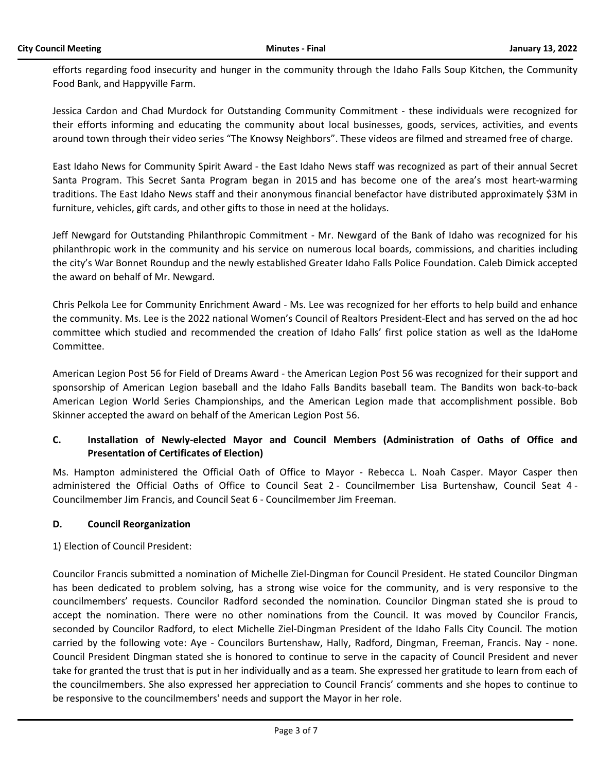efforts regarding food insecurity and hunger in the community through the Idaho Falls Soup Kitchen, the Community Food Bank, and Happyville Farm.

Jessica Cardon and Chad Murdock for Outstanding Community Commitment - these individuals were recognized for their efforts informing and educating the community about local businesses, goods, services, activities, and events around town through their video series “The Knowsy Neighbors”. These videos are filmed and streamed free of charge.

East Idaho News for Community Spirit Award - the East Idaho News staff was recognized as part of their annual Secret Santa Program. This Secret Santa Program began in 2015 and has become one of the area’s most heart-warming traditions. The East Idaho News staff and their anonymous financial benefactor have distributed approximately $3M in furniture, vehicles, gift cards, and other gifts to those in need at the holidays.

Jeff Newgard for Outstanding Philanthropic Commitment - Mr. Newgard of the Bank of Idaho was recognized for his philanthropic work in the community and his service on numerous local boards, commissions, and charities including the city’s War Bonnet Roundup and the newly established Greater Idaho Falls Police Foundation. Caleb Dimick accepted the award on behalf of Mr. Newgard.

Chris Pelkola Lee for Community Enrichment Award - Ms. Lee was recognized for her efforts to help build and enhance the community. Ms. Lee is the 2022 national Women’s Council of Realtors President-Elect and has served on the ad hoc committee which studied and recommended the creation of Idaho Falls’ first police station as well as the IdaHome Committee.

American Legion Post 56 for Field of Dreams Award - the American Legion Post 56 was recognized for their support and sponsorship of American Legion baseball and the Idaho Falls Bandits baseball team. The Bandits won back-to-back American Legion World Series Championships, and the American Legion made that accomplishment possible. Bob Skinner accepted the award on behalf of the American Legion Post 56.

### C. Installation of Newly-elected Mayor and Council Members (Administration of Oaths of Office and Presentation of Certificates of Election)

Ms. Hampton administered the Official Oath of Office to Mayor - Rebecca L. Noah Casper. Mayor Casper then administered the Official Oaths of Office to Council Seat 2 - Councilmember Lisa Burtenshaw, Council Seat 4 - Councilmember Jim Francis, and Council Seat 6 - Councilmember Jim Freeman.

### D. Council Reorganization

1) Election of Council President:

Councilor Francis submitted a nomination of Michelle Ziel-Dingman for Council President. He stated Councilor Dingman has been dedicated to problem solving, has a strong wise voice for the community, and is very responsive to the councilmembers’ requests. Councilor Radford seconded the nomination. Councilor Dingman stated she is proud to accept the nomination. There were no other nominations from the Council. It was moved by Councilor Francis, seconded by Councilor Radford, to elect Michelle Ziel-Dingman President of the Idaho Falls City Council. The motion carried by the following vote: Aye - Councilors Burtenshaw, Hally, Radford, Dingman, Freeman, Francis. Nay - none. Council President Dingman stated she is honored to continue to serve in the capacity of Council President and never take for granted the trust that is put in her individually and as a team. She expressed her gratitude to learn from each of the councilmembers. She also expressed her appreciation to Council Francis’ comments and she hopes to continue to be responsive to the councilmembers' needs and support the Mayor in her role.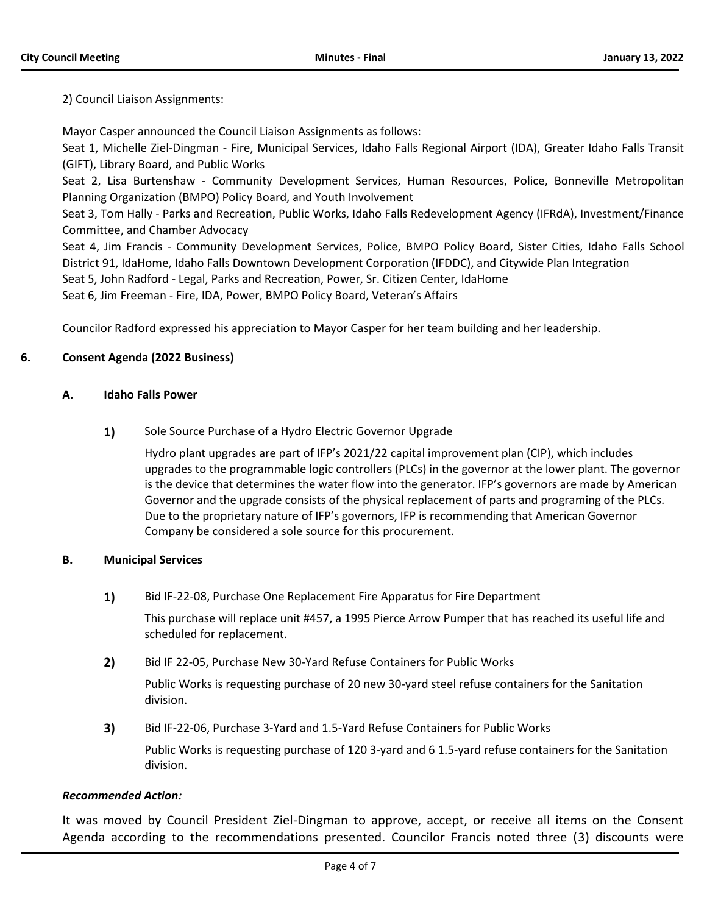2) Council Liaison Assignments:

Mayor Casper announced the Council Liaison Assignments as follows:

Seat 1, Michelle Ziel-Dingman - Fire, Municipal Services, Idaho Falls Regional Airport (IDA), Greater Idaho Falls Transit (GIFT), Library Board, and Public Works

Seat 2, Lisa Burtenshaw - Community Development Services, Human Resources, Police, Bonneville Metropolitan Planning Organization (BMPO) Policy Board, and Youth Involvement

Seat 3, Tom Hally - Parks and Recreation, Public Works, Idaho Falls Redevelopment Agency (IFRdA), Investment/Finance Committee, and Chamber Advocacy

Seat 4, Jim Francis - Community Development Services, Police, BMPO Policy Board, Sister Cities, Idaho Falls School District 91, IdaHome, Idaho Falls Downtown Development Corporation (IFDDC), and Citywide Plan Integration

Seat 5, John Radford - Legal, Parks and Recreation, Power, Sr. Citizen Center, IdaHome

Seat 6, Jim Freeman - Fire, IDA, Power, BMPO Policy Board, Veteran's Affairs

Councilor Radford expressed his appreciation to Mayor Casper for her team building and her leadership.

## 6. Consent Agenda (2022 Business)

### A. Idaho Falls Power

**1)** Sole Source Purchase of a Hydro Electric Governor Upgrade

Hydro plant upgrades are part of IFP's 2021/22 capital improvement plan (CIP), which includes upgrades to the programmable logic controllers (PLCs) in the governor at the lower plant. The governor is the device that determines the water flow into the generator. IFP's governors are made by American Governor and the upgrade consists of the physical replacement of parts and programing of the PLCs. Due to the proprietary nature of IFP's governors, IFP is recommending that American Governor Company be considered a sole source for this procurement.

### B. Municipal Services

**1)** Bid IF-22-08, Purchase One Replacement Fire Apparatus for Fire Department

This purchase will replace unit #457, a 1995 Pierce Arrow Pumper that has reached its useful life and scheduled for replacement.

**2)** Bid IF 22-05, Purchase New 30-Yard Refuse Containers for Public Works

Public Works is requesting purchase of 20 new 30-yard steel refuse containers for the Sanitation division.

**3)** Bid IF-22-06, Purchase 3-Yard and 1.5-Yard Refuse Containers for Public Works

Public Works is requesting purchase of 120 3-yard and 6 1.5-yard refuse containers for the Sanitation division.

***Recommended Action:***

It was moved by Council President Ziel-Dingman to approve, accept, or receive all items on the Consent Agenda according to the recommendations presented. Councilor Francis noted three (3) discounts were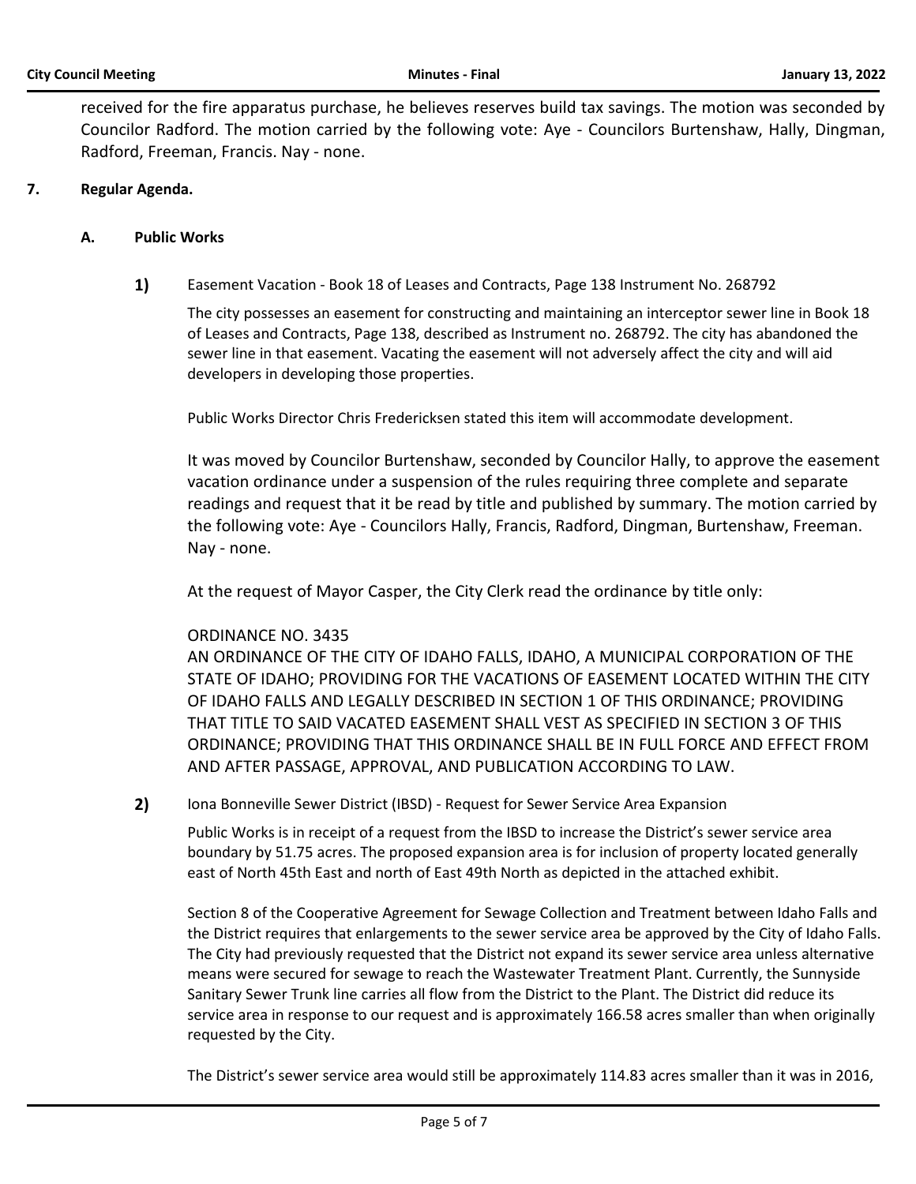received for the fire apparatus purchase, he believes reserves build tax savings. The motion was seconded by Councilor Radford. The motion carried by the following vote: Aye - Councilors Burtenshaw, Hally, Dingman, Radford, Freeman, Francis. Nay - none.

## 7. Regular Agenda.

### A. Public Works

**1)** Easement Vacation - Book 18 of Leases and Contracts, Page 138 Instrument No. 268792

The city possesses an easement for constructing and maintaining an interceptor sewer line in Book 18 of Leases and Contracts, Page 138, described as Instrument no. 268792. The city has abandoned the sewer line in that easement. Vacating the easement will not adversely affect the city and will aid developers in developing those properties.

Public Works Director Chris Fredericksen stated this item will accommodate development.

It was moved by Councilor Burtenshaw, seconded by Councilor Hally, to approve the easement vacation ordinance under a suspension of the rules requiring three complete and separate readings and request that it be read by title and published by summary. The motion carried by the following vote: Aye - Councilors Hally, Francis, Radford, Dingman, Burtenshaw, Freeman. Nay - none.

At the request of Mayor Casper, the City Clerk read the ordinance by title only:

ORDINANCE NO. 3435
AN ORDINANCE OF THE CITY OF IDAHO FALLS, IDAHO, A MUNICIPAL CORPORATION OF THE STATE OF IDAHO; PROVIDING FOR THE VACATIONS OF EASEMENT LOCATED WITHIN THE CITY OF IDAHO FALLS AND LEGALLY DESCRIBED IN SECTION 1 OF THIS ORDINANCE; PROVIDING THAT TITLE TO SAID VACATED EASEMENT SHALL VEST AS SPECIFIED IN SECTION 3 OF THIS ORDINANCE; PROVIDING THAT THIS ORDINANCE SHALL BE IN FULL FORCE AND EFFECT FROM AND AFTER PASSAGE, APPROVAL, AND PUBLICATION ACCORDING TO LAW.

**2)** Iona Bonneville Sewer District (IBSD) - Request for Sewer Service Area Expansion

Public Works is in receipt of a request from the IBSD to increase the District's sewer service area boundary by 51.75 acres. The proposed expansion area is for inclusion of property located generally east of North 45th East and north of East 49th North as depicted in the attached exhibit.

Section 8 of the Cooperative Agreement for Sewage Collection and Treatment between Idaho Falls and the District requires that enlargements to the sewer service area be approved by the City of Idaho Falls. The City had previously requested that the District not expand its sewer service area unless alternative means were secured for sewage to reach the Wastewater Treatment Plant. Currently, the Sunnyside Sanitary Sewer Trunk line carries all flow from the District to the Plant. The District did reduce its service area in response to our request and is approximately 166.58 acres smaller than when originally requested by the City.

The District's sewer service area would still be approximately 114.83 acres smaller than it was in 2016,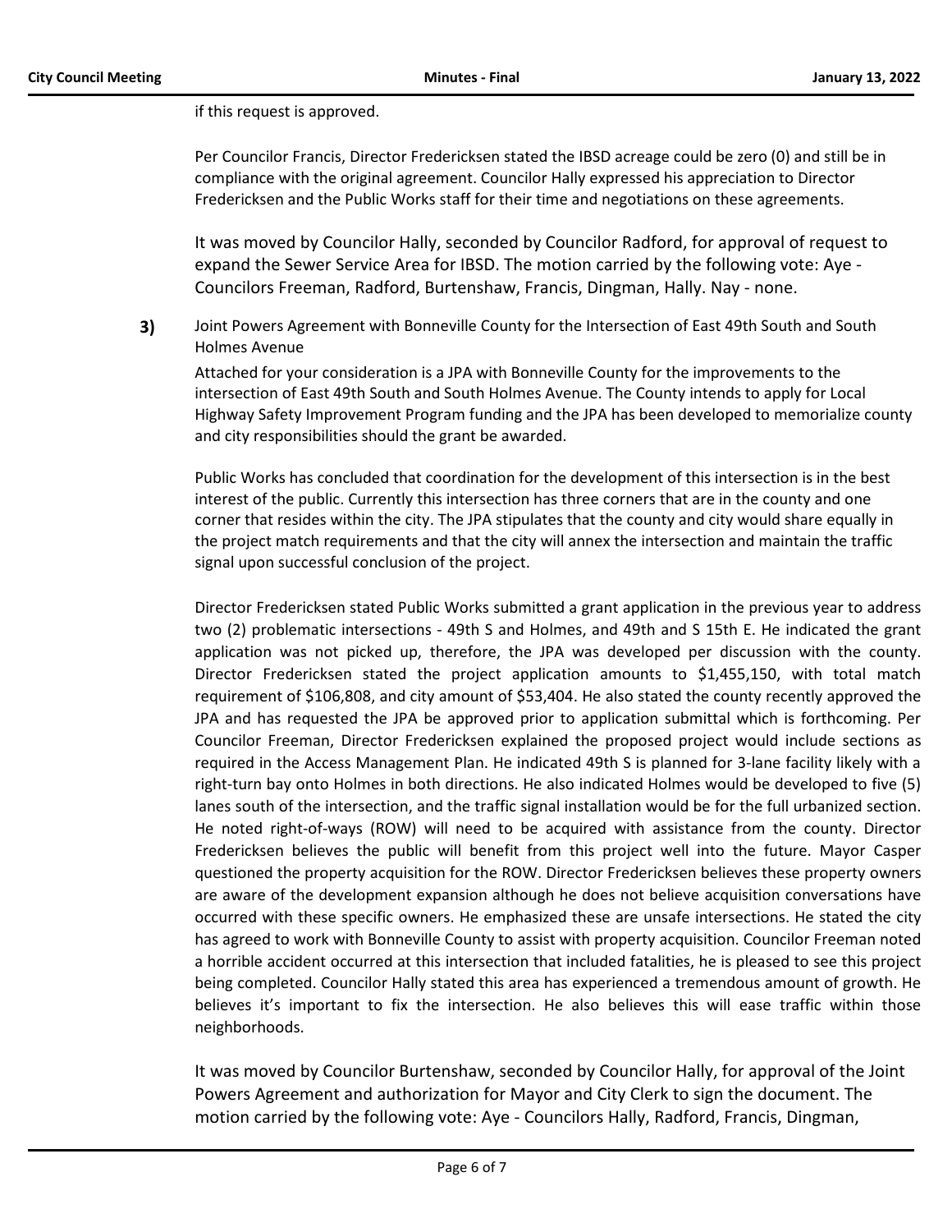if this request is approved.

Per Councilor Francis, Director Fredericksen stated the IBSD acreage could be zero (0) and still be in compliance with the original agreement. Councilor Hally expressed his appreciation to Director Fredericksen and the Public Works staff for their time and negotiations on these agreements.

It was moved by Councilor Hally, seconded by Councilor Radford, for approval of request to expand the Sewer Service Area for IBSD. The motion carried by the following vote: Aye - Councilors Freeman, Radford, Burtenshaw, Francis, Dingman, Hally. Nay - none.

**3)** Joint Powers Agreement with Bonneville County for the Intersection of East 49th South and South Holmes Avenue

Attached for your consideration is a JPA with Bonneville County for the improvements to the intersection of East 49th South and South Holmes Avenue. The County intends to apply for Local Highway Safety Improvement Program funding and the JPA has been developed to memorialize county and city responsibilities should the grant be awarded.

Public Works has concluded that coordination for the development of this intersection is in the best interest of the public. Currently this intersection has three corners that are in the county and one corner that resides within the city. The JPA stipulates that the county and city would share equally in the project match requirements and that the city will annex the intersection and maintain the traffic signal upon successful conclusion of the project.

Director Fredericksen stated Public Works submitted a grant application in the previous year to address two (2) problematic intersections - 49th S and Holmes, and 49th and S 15th E. He indicated the grant application was not picked up, therefore, the JPA was developed per discussion with the county. Director Fredericksen stated the project application amounts to $1,455,150, with total match requirement of $106,808, and city amount of $53,404. He also stated the county recently approved the JPA and has requested the JPA be approved prior to application submittal which is forthcoming. Per Councilor Freeman, Director Fredericksen explained the proposed project would include sections as required in the Access Management Plan. He indicated 49th S is planned for 3-lane facility likely with a right-turn bay onto Holmes in both directions. He also indicated Holmes would be developed to five (5) lanes south of the intersection, and the traffic signal installation would be for the full urbanized section. He noted right-of-ways (ROW) will need to be acquired with assistance from the county. Director Fredericksen believes the public will benefit from this project well into the future. Mayor Casper questioned the property acquisition for the ROW. Director Fredericksen believes these property owners are aware of the development expansion although he does not believe acquisition conversations have occurred with these specific owners. He emphasized these are unsafe intersections. He stated the city has agreed to work with Bonneville County to assist with property acquisition. Councilor Freeman noted a horrible accident occurred at this intersection that included fatalities, he is pleased to see this project being completed. Councilor Hally stated this area has experienced a tremendous amount of growth. He believes it's important to fix the intersection. He also believes this will ease traffic within those neighborhoods.

It was moved by Councilor Burtenshaw, seconded by Councilor Hally, for approval of the Joint Powers Agreement and authorization for Mayor and City Clerk to sign the document. The motion carried by the following vote: Aye - Councilors Hally, Radford, Francis, Dingman,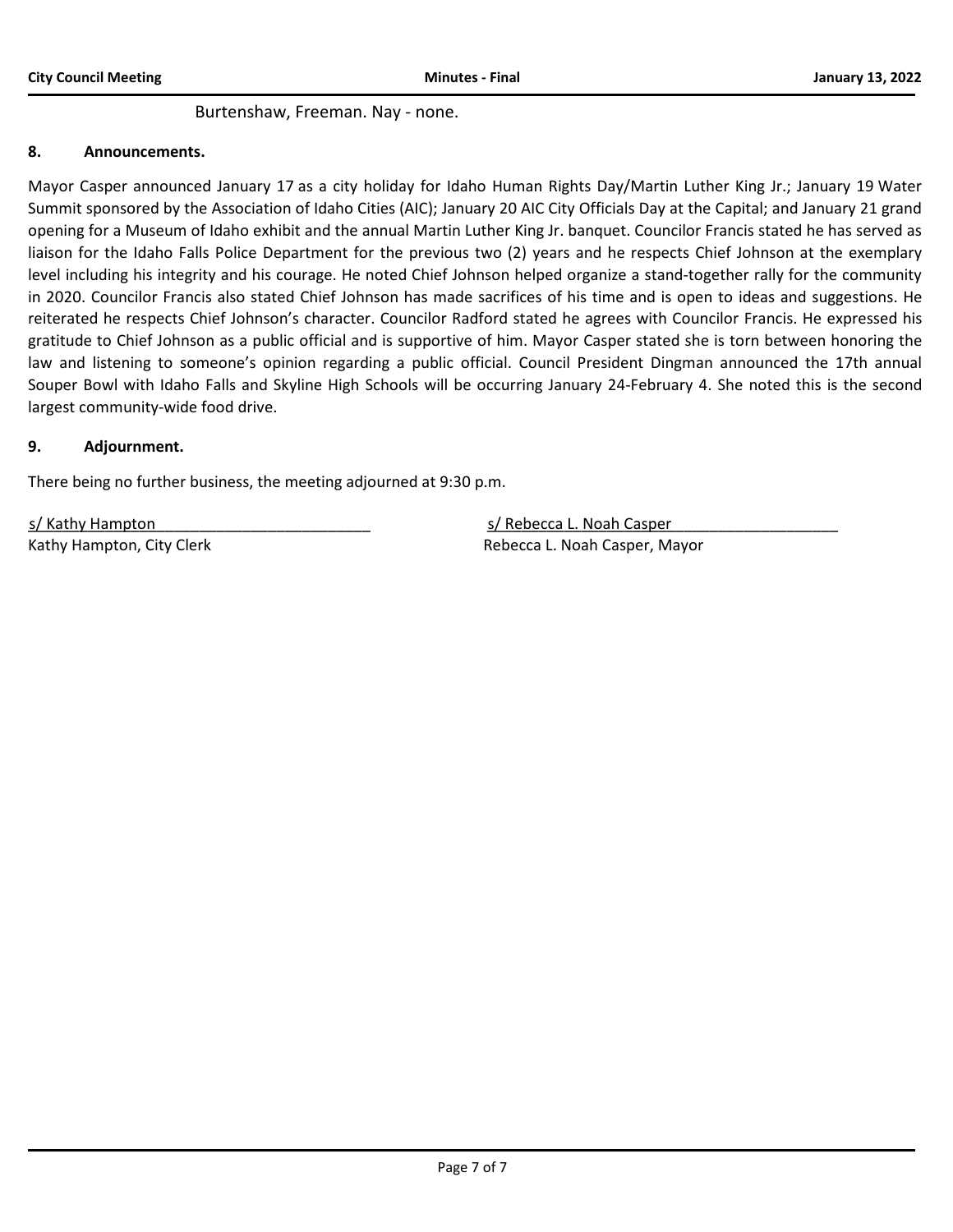Burtenshaw, Freeman. Nay - none.

## 8. Announcements.

Mayor Casper announced January 17 as a city holiday for Idaho Human Rights Day/Martin Luther King Jr.; January 19 Water Summit sponsored by the Association of Idaho Cities (AIC); January 20 AIC City Officials Day at the Capital; and January 21 grand opening for a Museum of Idaho exhibit and the annual Martin Luther King Jr. banquet. Councilor Francis stated he has served as liaison for the Idaho Falls Police Department for the previous two (2) years and he respects Chief Johnson at the exemplary level including his integrity and his courage. He noted Chief Johnson helped organize a stand-together rally for the community in 2020. Councilor Francis also stated Chief Johnson has made sacrifices of his time and is open to ideas and suggestions. He reiterated he respects Chief Johnson's character. Councilor Radford stated he agrees with Councilor Francis. He expressed his gratitude to Chief Johnson as a public official and is supportive of him. Mayor Casper stated she is torn between honoring the law and listening to someone's opinion regarding a public official. Council President Dingman announced the 17th annual Souper Bowl with Idaho Falls and Skyline High Schools will be occurring January 24-February 4. She noted this is the second largest community-wide food drive.

## 9. Adjournment.

There being no further business, the meeting adjourned at 9:30 p.m.

s/ Kathy Hampton
Kathy Hampton, City Clerk

s/ Rebecca L. Noah Casper
Rebecca L. Noah Casper, Mayor